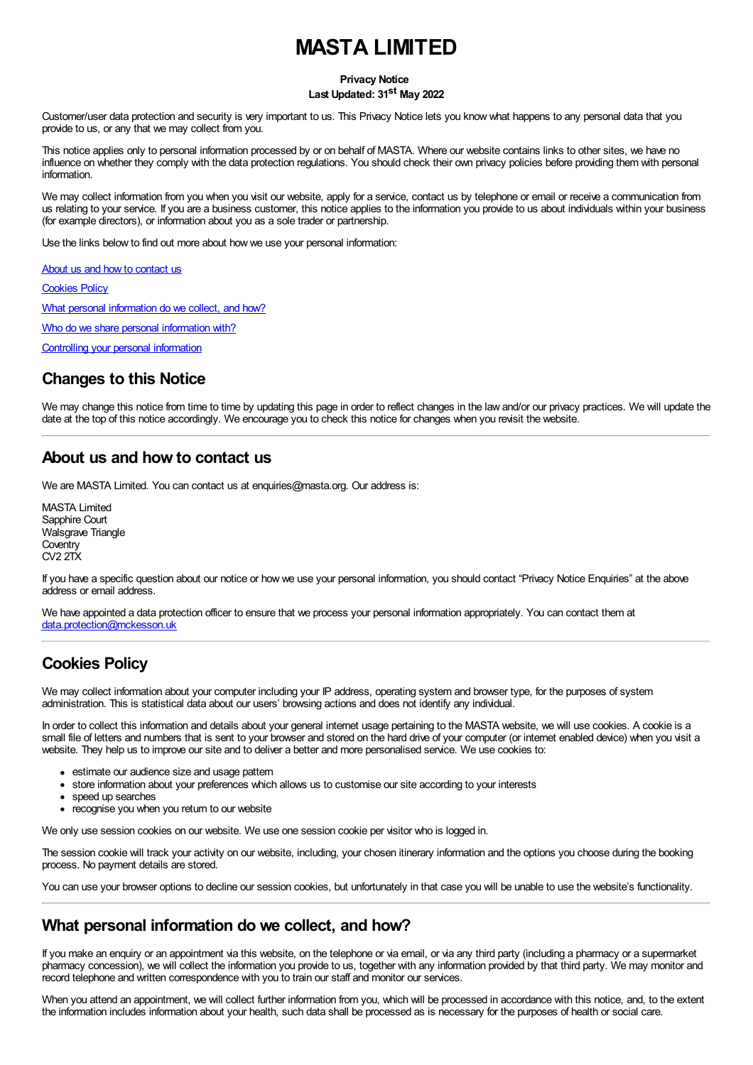# MASTA LIMITED

**Privacy Notice**
**Last Updated: 31st May 2022**

Customer/user data protection and security is very important to us. This Privacy Notice lets you know what happens to any personal data that you provide to us, or any that we may collect from you.

This notice applies only to personal information processed by or on behalf of MASTA. Where our website contains links to other sites, we have no influence on whether they comply with the data protection regulations. You should check their own privacy policies before providing them with personal information.

We may collect information from you when you visit our website, apply for a service, contact us by telephone or email or receive a communication from us relating to your service. If you are a business customer, this notice applies to the information you provide to us about individuals within your business (for example directors), or information about you as a sole trader or partnership.

Use the links below to find out more about how we use your personal information:

About us and how to contact us

Cookies Policy

What personal information do we collect, and how?

Who do we share personal information with?

Controlling your personal information

## Changes to this Notice

We may change this notice from time to time by updating this page in order to reflect changes in the law and/or our privacy practices. We will update the date at the top of this notice accordingly. We encourage you to check this notice for changes when you revisit the website.

## About us and how to contact us

We are MASTA Limited. You can contact us at enquiries@masta.org. Our address is:

MASTA Limited
Sapphire Court
Walsgrave Triangle
Coventry
CV2 2TX

If you have a specific question about our notice or how we use your personal information, you should contact "Privacy Notice Enquiries" at the above address or email address.

We have appointed a data protection officer to ensure that we process your personal information appropriately. You can contact them at data.protection@mckesson.uk

## Cookies Policy

We may collect information about your computer including your IP address, operating system and browser type, for the purposes of system administration. This is statistical data about our users' browsing actions and does not identify any individual.

In order to collect this information and details about your general internet usage pertaining to the MASTA website, we will use cookies. A cookie is a small file of letters and numbers that is sent to your browser and stored on the hard drive of your computer (or internet enabled device) when you visit a website. They help us to improve our site and to deliver a better and more personalised service. We use cookies to:

- estimate our audience size and usage pattern
- store information about your preferences which allows us to customise our site according to your interests
- speed up searches
- recognise you when you return to our website

We only use session cookies on our website. We use one session cookie per visitor who is logged in.

The session cookie will track your activity on our website, including, your chosen itinerary information and the options you choose during the booking process. No payment details are stored.

You can use your browser options to decline our session cookies, but unfortunately in that case you will be unable to use the website's functionality.

## What personal information do we collect, and how?

If you make an enquiry or an appointment via this website, on the telephone or via email, or via any third party (including a pharmacy or a supermarket pharmacy concession), we will collect the information you provide to us, together with any information provided by that third party. We may monitor and record telephone and written correspondence with you to train our staff and monitor our services.

When you attend an appointment, we will collect further information from you, which will be processed in accordance with this notice, and, to the extent the information includes information about your health, such data shall be processed as is necessary for the purposes of health or social care.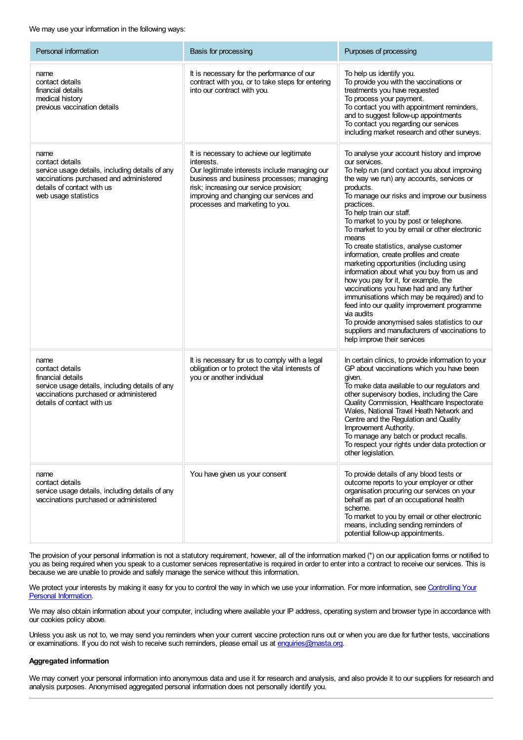We may use your information in the following ways:

| Personal information | Basis for processing | Purposes of processing |
| --- | --- | --- |
| name<br>contact details<br>financial details<br>medical history<br>previous vaccination details | It is necessary for the performance of our contract with you, or to take steps for entering into our contract with you. | To help us identify you.<br>To provide you with the vaccinations or treatments you have requested<br>To process your payment.<br>To contact you with appointment reminders, and to suggest follow-up appointments<br>To contact you regarding our services including market research and other surveys. |
| name<br>contact details<br>service usage details, including details of any vaccinations purchased and administered<br>details of contact with us<br>web usage statistics | It is necessary to achieve our legitimate interests.<br>Our legitimate interests include managing our business and business processes; managing risk; increasing our service provision; improving and changing our services and processes and marketing to you. | To analyse your account history and improve our services.<br>To help run (and contact you about improving the way we run) any accounts, services or products.<br>To manage our risks and improve our business practices.<br>To help train our staff.<br>To market to you by post or telephone.<br>To market to you by email or other electronic means<br>To create statistics, analyse customer information, create profiles and create marketing opportunities (including using information about what you buy from us and how you pay for it, for example, the vaccinations you have had and any further immunisations which may be required) and to feed into our quality improvement programme via audits<br>To provide anonymised sales statistics to our suppliers and manufacturers of vaccinations to help improve their services |
| name<br>contact details<br>financial details<br>service usage details, including details of any vaccinations purchased or administered<br>details of contact with us | It is necessary for us to comply with a legal obligation or to protect the vital interests of you or another individual | In certain clinics, to provide information to your GP about vaccinations which you have been given.<br>To make data available to our regulators and other supervisory bodies, including the Care Quality Commission, Healthcare Inspectorate Wales, National Travel Heath Network and Centre and the Regulation and Quality Improvement Authority.<br>To manage any batch or product recalls.<br>To respect your rights under data protection or other legislation. |
| name<br>contact details<br>service usage details, including details of any vaccinations purchased or administered | You have given us your consent | To provide details of any blood tests or outcome reports to your employer or other organisation procuring our services on your behalf as part of an occupational health scheme.<br>To market to you by email or other electronic means, including sending reminders of potential follow-up appointments. |

The provision of your personal information is not a statutory requirement, however, all of the information marked (*) on our application forms or notified to you as being required when you speak to a customer services representative is required in order to enter into a contract to receive our services. This is because we are unable to provide and safely manage the service without this information.

We protect your interests by making it easy for you to control the way in which we use your information. For more information, see [Controlling Your Personal Information](#).

We may also obtain information about your computer, including where available your IP address, operating system and browser type in accordance with our cookies policy above.

Unless you ask us not to, we may send you reminders when your current vaccine protection runs out or when you are due for further tests, vaccinations or examinations. If you do not wish to receive such reminders, please email us at enquiries@masta.org.

**Aggregated information**

We may convert your personal information into anonymous data and use it for research and analysis, and also provide it to our suppliers for research and analysis purposes. Anonymised aggregated personal information does not personally identify you.

---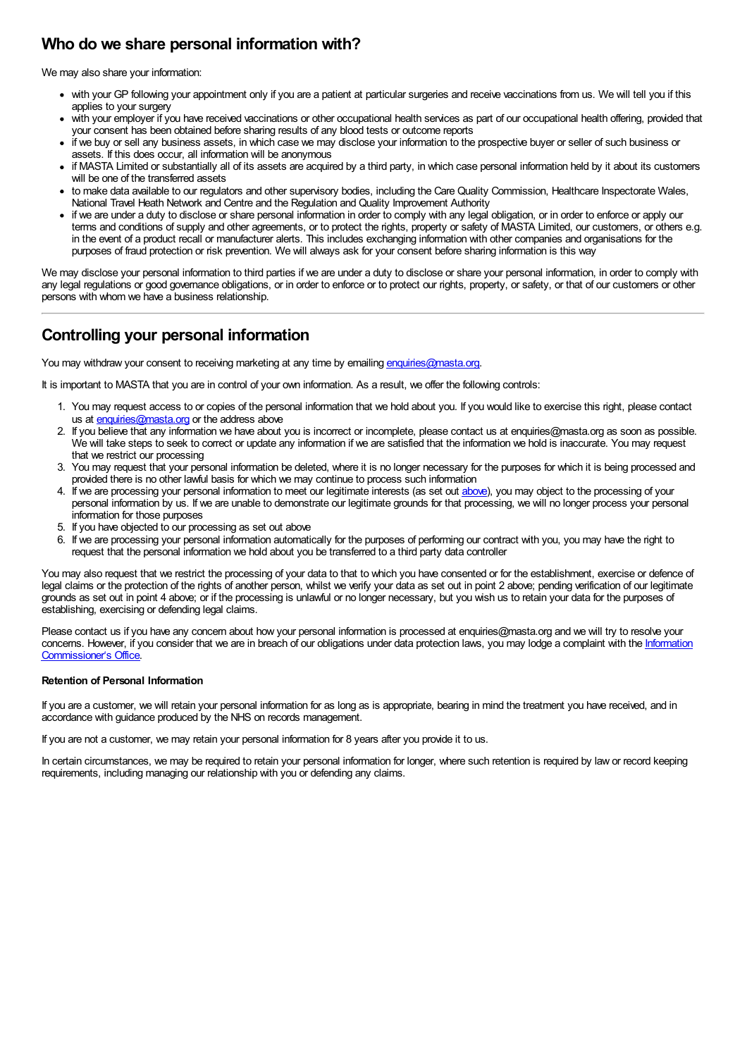## Who do we share personal information with?

We may also share your information:

- with your GP following your appointment only if you are a patient at particular surgeries and receive vaccinations from us. We will tell you if this applies to your surgery
- with your employer if you have received vaccinations or other occupational health services as part of our occupational health offering, provided that your consent has been obtained before sharing results of any blood tests or outcome reports
- if we buy or sell any business assets, in which case we may disclose your information to the prospective buyer or seller of such business or assets. If this does occur, all information will be anonymous
- if MASTA Limited or substantially all of its assets are acquired by a third party, in which case personal information held by it about its customers will be one of the transferred assets
- to make data available to our regulators and other supervisory bodies, including the Care Quality Commission, Healthcare Inspectorate Wales, National Travel Heath Network and Centre and the Regulation and Quality Improvement Authority
- if we are under a duty to disclose or share personal information in order to comply with any legal obligation, or in order to enforce or apply our terms and conditions of supply and other agreements, or to protect the rights, property or safety of MASTA Limited, our customers, or others e.g. in the event of a product recall or manufacturer alerts. This includes exchanging information with other companies and organisations for the purposes of fraud protection or risk prevention. We will always ask for your consent before sharing information is this way

We may disclose your personal information to third parties if we are under a duty to disclose or share your personal information, in order to comply with any legal regulations or good governance obligations, or in order to enforce or to protect our rights, property, or safety, or that of our customers or other persons with whom we have a business relationship.

---

## Controlling your personal information

You may withdraw your consent to receiving marketing at any time by emailing [enquiries@masta.org](mailto:enquiries@masta.org).

It is important to MASTA that you are in control of your own information. As a result, we offer the following controls:

1. You may request access to or copies of the personal information that we hold about you. If you would like to exercise this right, please contact us at [enquiries@masta.org](mailto:enquiries@masta.org) or the address above
2. If you believe that any information we have about you is incorrect or incomplete, please contact us at enquiries@masta.org as soon as possible. We will take steps to seek to correct or update any information if we are satisfied that the information we hold is inaccurate. You may request that we restrict our processing
3. You may request that your personal information be deleted, where it is no longer necessary for the purposes for which it is being processed and provided there is no other lawful basis for which we may continue to process such information
4. If we are processing your personal information to meet our legitimate interests (as set out [above](#)), you may object to the processing of your personal information by us. If we are unable to demonstrate our legitimate grounds for that processing, we will no longer process your personal information for those purposes
5. If you have objected to our processing as set out above
6. If we are processing your personal information automatically for the purposes of performing our contract with you, you may have the right to request that the personal information we hold about you be transferred to a third party data controller

You may also request that we restrict the processing of your data to that to which you have consented or for the establishment, exercise or defence of legal claims or the protection of the rights of another person, whilst we verify your data as set out in point 2 above; pending verification of our legitimate grounds as set out in point 4 above; or if the processing is unlawful or no longer necessary, but you wish us to retain your data for the purposes of establishing, exercising or defending legal claims.

Please contact us if you have any concern about how your personal information is processed at enquiries@masta.org and we will try to resolve your concerns. However, if you consider that we are in breach of our obligations under data protection laws, you may lodge a complaint with the [Information Commissioner's Office](#).

**Retention of Personal Information**

If you are a customer, we will retain your personal information for as long as is appropriate, bearing in mind the treatment you have received, and in accordance with guidance produced by the NHS on records management.

If you are not a customer, we may retain your personal information for 8 years after you provide it to us.

In certain circumstances, we may be required to retain your personal information for longer, where such retention is required by law or record keeping requirements, including managing our relationship with you or defending any claims.